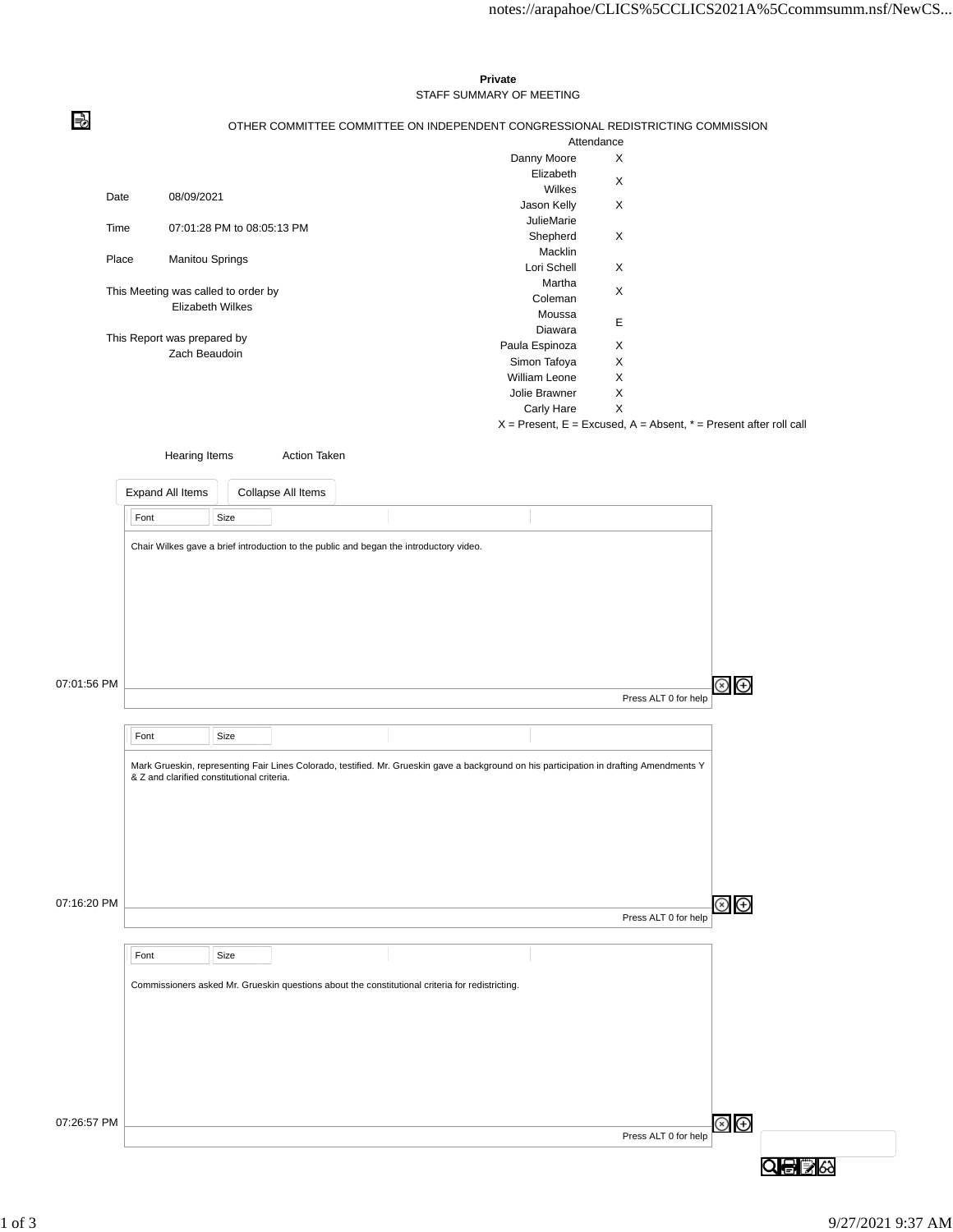**Private**

STAFF SUMMARY OF MEETING

OTHER COMMITTEE COMMITTEE ON INDEPENDENT CONGRESSIONAL REDISTRICTING COMMISSION

| | |
|---|---|
| Date | 08/09/2021 |
| Time | 07:01:28 PM to 08:05:13 PM |
| Place | Manitou Springs |

This Meeting was called to order by
Elizabeth Wilkes

This Report was prepared by
Zach Beaudoin

| | Attendance |
|---|---|
| Danny Moore | X |
| Elizabeth Wilkes | X |
| Jason Kelly | X |
| JulieMarie Shepherd Macklin | X |
| Lori Schell | X |
| Martha Coleman | X |
| Moussa Diawara | E |
| Paula Espinoza | X |
| Simon Tafoya | X |
| William Leone | X |
| Jolie Brawner | X |
| Carly Hare | X |

X = Present, E = Excused, A = Absent, * = Present after roll call

| Hearing Items | Action Taken |
|---|---|

07:01:56 PM

Chair Wilkes gave a brief introduction to the public and began the introductory video.

07:16:20 PM

Mark Grueskin, representing Fair Lines Colorado, testified. Mr. Grueskin gave a background on his participation in drafting Amendments Y & Z and clarified constitutional criteria.

07:26:57 PM

Commissioners asked Mr. Grueskin questions about the constitutional criteria for redistricting.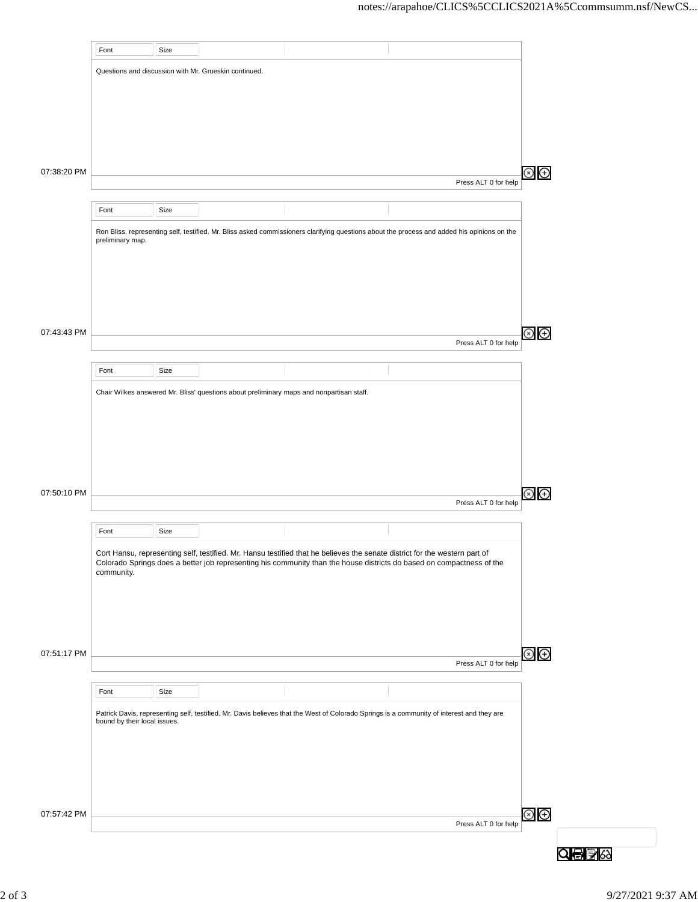Questions and discussion with Mr. Grueskin continued.

07:38:20 PM

Ron Bliss, representing self, testified. Mr. Bliss asked commissioners clarifying questions about the process and added his opinions on the preliminary map.

07:43:43 PM

Chair Wilkes answered Mr. Bliss' questions about preliminary maps and nonpartisan staff.

07:50:10 PM

Cort Hansu, representing self, testified. Mr. Hansu testified that he believes the senate district for the western part of Colorado Springs does a better job representing his community than the house districts do based on compactness of the community.

07:51:17 PM

Patrick Davis, representing self, testified. Mr. Davis believes that the West of Colorado Springs is a community of interest and they are bound by their local issues.

07:57:42 PM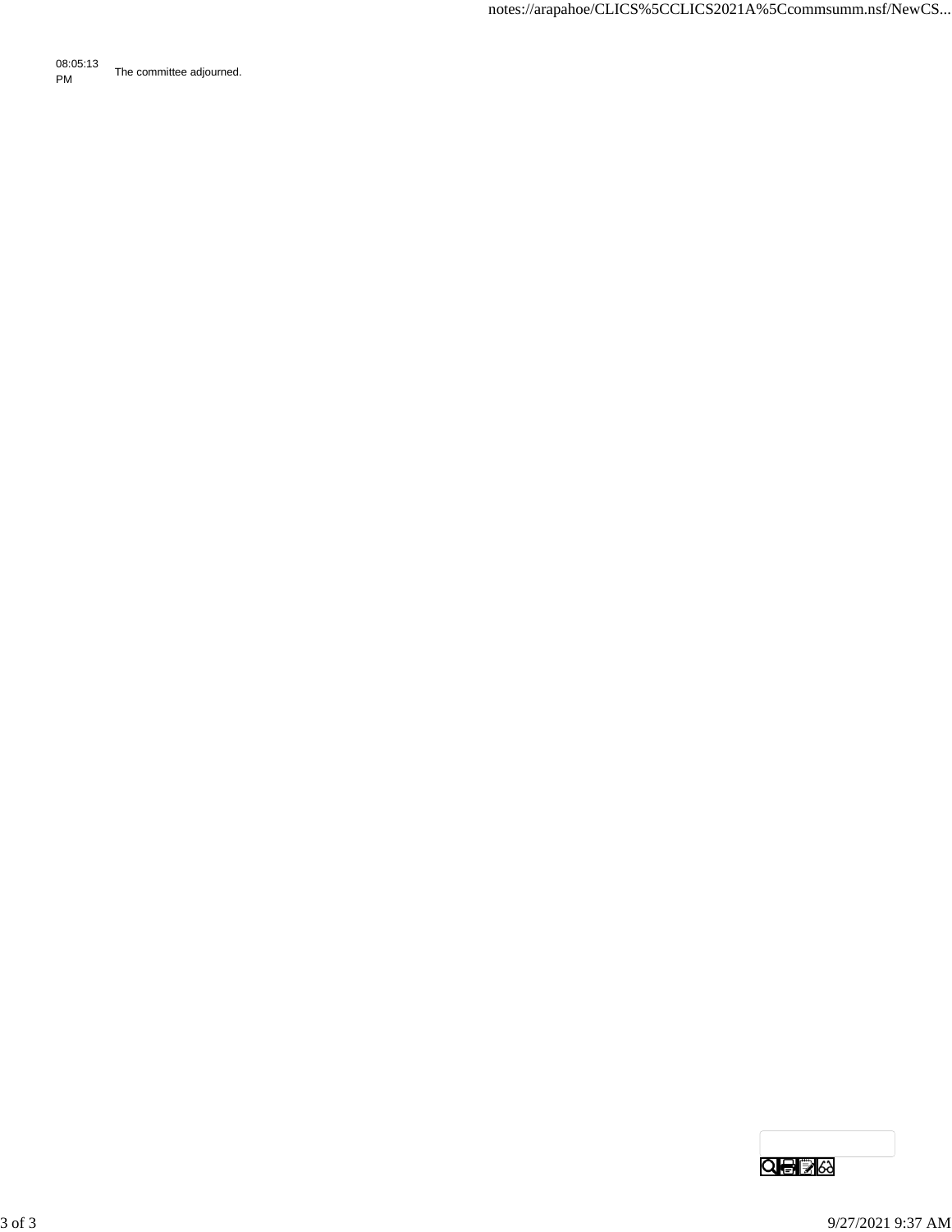| | |
|---|---|
| 08:05:13 PM | The committee adjourned. |